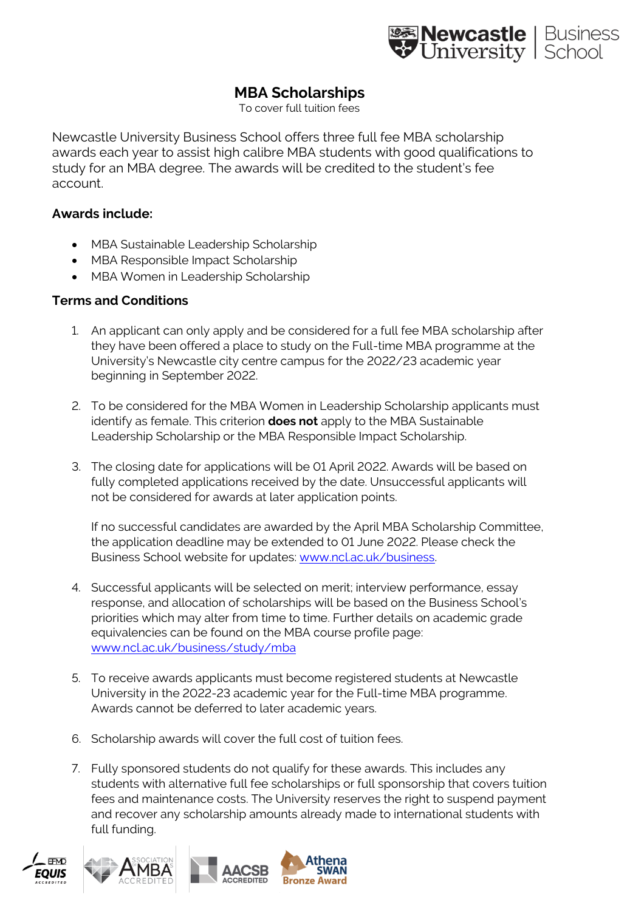# MBA Scholarships

To cover full tuition fees

Newcastle University Business School offers three full fee MBA scholarship awards each year to assist high calibre MBA students with good qualifications to study for an MBA degree. The awards will be credited to the student's fee account.

### Awards include:

- MBA Sustainable Leadership Scholarship
- MBA Responsible Impact Scholarship
- MBA Women in Leadership Scholarship

### Terms and Conditions

1. An applicant can only apply and be considered for a full fee MBA scholarship after they have been offered a place to study on the Full-time MBA programme at the University's Newcastle city centre campus for the 2022/23 academic year beginning in September 2022.

2. To be considered for the MBA Women in Leadership Scholarship applicants must identify as female. This criterion **does not** apply to the MBA Sustainable Leadership Scholarship or the MBA Responsible Impact Scholarship.

3. The closing date for applications will be 01 April 2022. Awards will be based on fully completed applications received by the date. Unsuccessful applicants will not be considered for awards at later application points.

   If no successful candidates are awarded by the April MBA Scholarship Committee, the application deadline may be extended to 01 June 2022. Please check the Business School website for updates: www.ncl.ac.uk/business.

4. Successful applicants will be selected on merit; interview performance, essay response, and allocation of scholarships will be based on the Business School's priorities which may alter from time to time. Further details on academic grade equivalencies can be found on the MBA course profile page: www.ncl.ac.uk/business/study/mba

5. To receive awards applicants must become registered students at Newcastle University in the 2022-23 academic year for the Full-time MBA programme. Awards cannot be deferred to later academic years.

6. Scholarship awards will cover the full cost of tuition fees.

7. Fully sponsored students do not qualify for these awards. This includes any students with alternative full fee scholarships or full sponsorship that covers tuition fees and maintenance costs. The University reserves the right to suspend payment and recover any scholarship amounts already made to international students with full funding.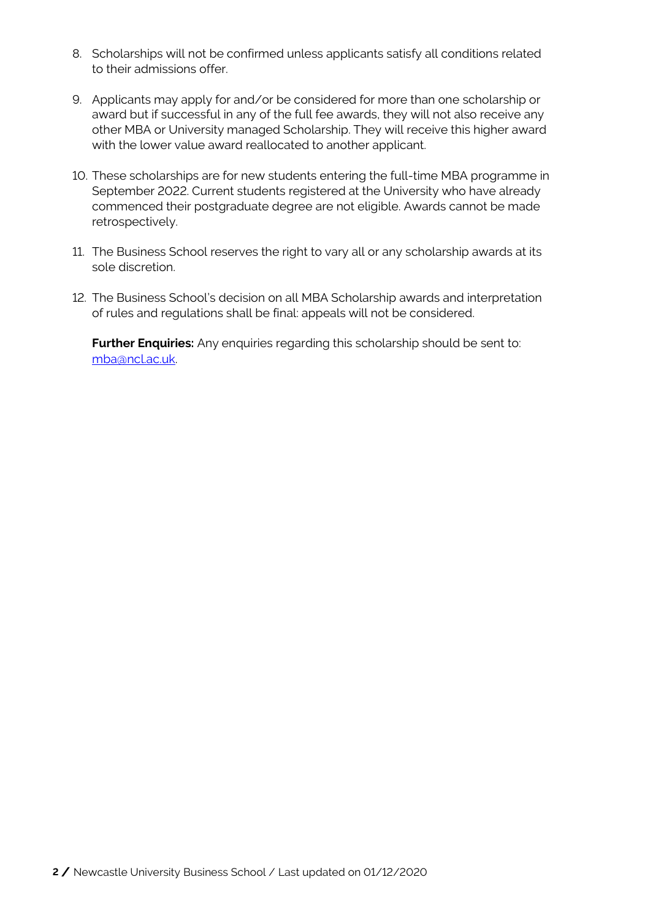8. Scholarships will not be confirmed unless applicants satisfy all conditions related to their admissions offer.

9. Applicants may apply for and/or be considered for more than one scholarship or award but if successful in any of the full fee awards, they will not also receive any other MBA or University managed Scholarship. They will receive this higher award with the lower value award reallocated to another applicant.

10. These scholarships are for new students entering the full-time MBA programme in September 2022. Current students registered at the University who have already commenced their postgraduate degree are not eligible. Awards cannot be made retrospectively.

11. The Business School reserves the right to vary all or any scholarship awards at its sole discretion.

12. The Business School's decision on all MBA Scholarship awards and interpretation of rules and regulations shall be final: appeals will not be considered.

**Further Enquiries:** Any enquiries regarding this scholarship should be sent to: [mba@ncl.ac.uk](mailto:mba@ncl.ac.uk).